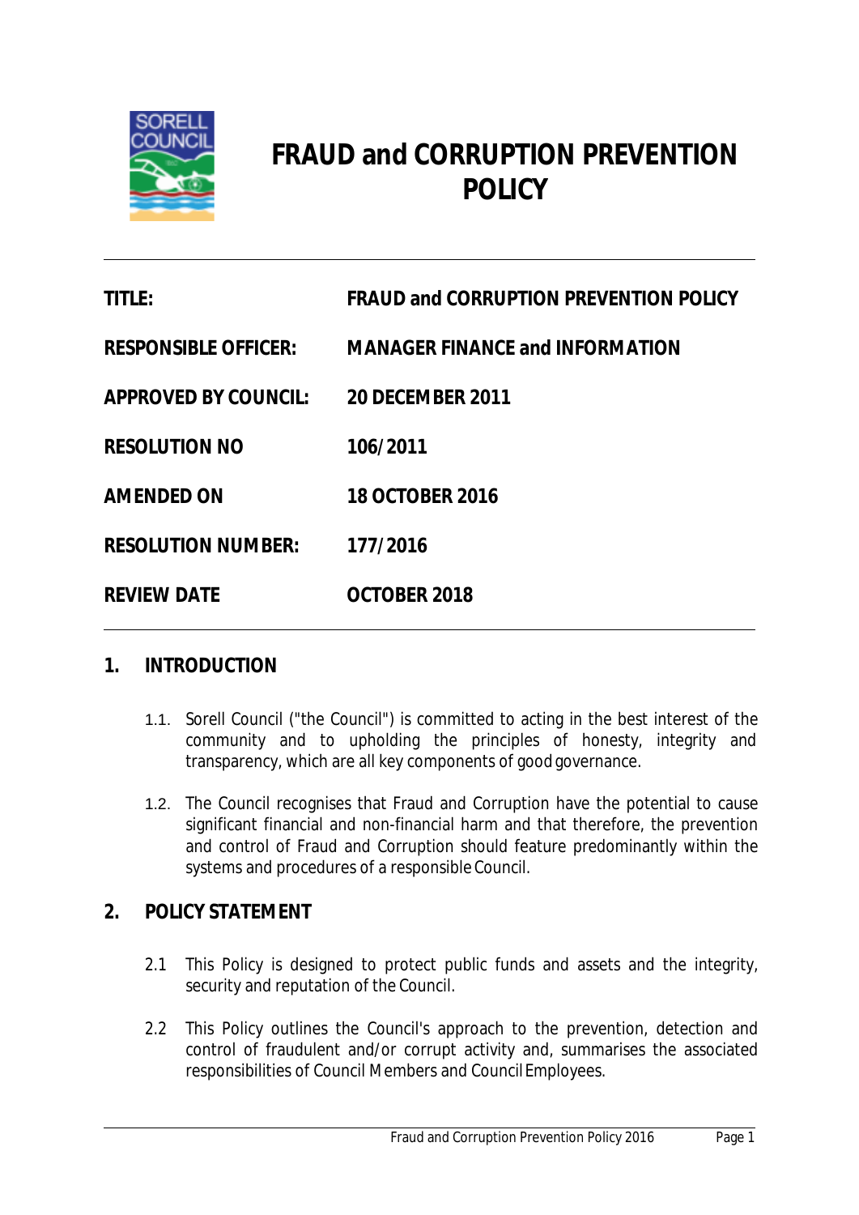# FRAUD and CORRUPTION PREVENTION POLICY

| | |
|---|---|
| **TITLE:** | **FRAUD and CORRUPTION PREVENTION POLICY** |
| **RESPONSIBLE OFFICER:** | **MANAGER FINANCE and INFORMATION** |
| **APPROVED BY COUNCIL:** | **20 DECEMBER 2011** |
| **RESOLUTION NO** | **106/2011** |
| **AMENDED ON** | **18 OCTOBER 2016** |
| **RESOLUTION NUMBER:** | **177/2016** |
| **REVIEW DATE** | **OCTOBER 2018** |

## 1. INTRODUCTION

1.1. Sorell Council ("the Council") is committed to acting in the best interest of the community and to upholding the principles of honesty, integrity and transparency, which are all key components of good governance.

1.2. The Council recognises that Fraud and Corruption have the potential to cause significant financial and non-financial harm and that therefore, the prevention and control of Fraud and Corruption should feature predominantly within the systems and procedures of a responsible Council.

## 2. POLICY STATEMENT

2.1 This Policy is designed to protect public funds and assets and the integrity, security and reputation of the Council.

2.2 This Policy outlines the Council's approach to the prevention, detection and control of fraudulent and/or corrupt activity and, summarises the associated responsibilities of Council Members and Council Employees.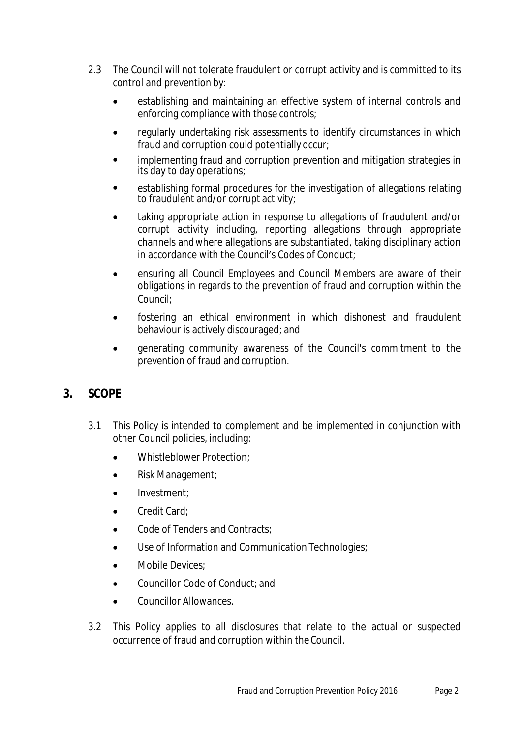2.3 The Council will not tolerate fraudulent or corrupt activity and is committed to its control and prevention by:

- establishing and maintaining an effective system of internal controls and enforcing compliance with those controls;
- regularly undertaking risk assessments to identify circumstances in which fraud and corruption could potentially occur;
- implementing fraud and corruption prevention and mitigation strategies in its day to day operations;
- establishing formal procedures for the investigation of allegations relating to fraudulent and/or corrupt activity;
- taking appropriate action in response to allegations of fraudulent and/or corrupt activity including, reporting allegations through appropriate channels and where allegations are substantiated, taking disciplinary action in accordance with the Council's Codes of Conduct;
- ensuring all Council Employees and Council Members are aware of their obligations in regards to the prevention of fraud and corruption within the Council;
- fostering an ethical environment in which dishonest and fraudulent behaviour is actively discouraged; and
- generating community awareness of the Council's commitment to the prevention of fraud and corruption.

## 3. SCOPE

3.1 This Policy is intended to complement and be implemented in conjunction with other Council policies, including:

- Whistleblower Protection;
- Risk Management;
- Investment;
- Credit Card;
- Code of Tenders and Contracts;
- Use of Information and Communication Technologies;
- Mobile Devices;
- Councillor Code of Conduct; and
- Councillor Allowances.

3.2 This Policy applies to all disclosures that relate to the actual or suspected occurrence of fraud and corruption within the Council.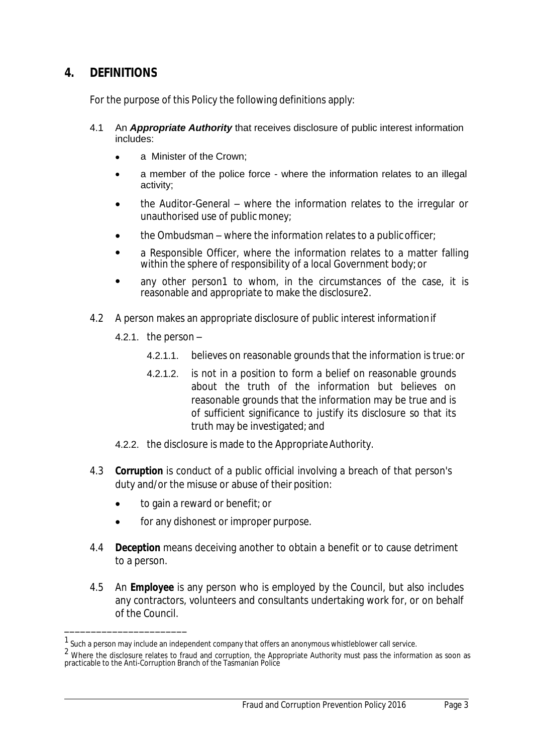## 4. DEFINITIONS

For the purpose of this Policy the following definitions apply:

4.1 An ***Appropriate Authority*** that receives disclosure of public interest information includes:

- a Minister of the Crown;
- a member of the police force - where the information relates to an illegal activity;
- the Auditor-General – where the information relates to the irregular or unauthorised use of public money;
- the Ombudsman – where the information relates to a public officer;
- a Responsible Officer, where the information relates to a matter falling within the sphere of responsibility of a local Government body; or
- any other person[1] to whom, in the circumstances of the case, it is reasonable and appropriate to make the disclosure[2].

4.2 A person makes an appropriate disclosure of public interest information if

4.2.1. the person –

4.2.1.1. believes on reasonable grounds that the information is true: or

4.2.1.2. is not in a position to form a belief on reasonable grounds about the truth of the information but believes on reasonable grounds that the information may be true and is of sufficient significance to justify its disclosure so that its truth may be investigated; and

4.2.2. the disclosure is made to the Appropriate Authority.

4.3 **Corruption** is conduct of a public official involving a breach of that person's duty and/or the misuse or abuse of their position:

- to gain a reward or benefit; or
- for any dishonest or improper purpose.

4.4 **Deception** means deceiving another to obtain a benefit or to cause detriment to a person.

4.5 An **Employee** is any person who is employed by the Council, but also includes any contractors, volunteers and consultants undertaking work for, or on behalf of the Council.

---

[1] Such a person may include an independent company that offers an anonymous whistleblower call service.

[2] Where the disclosure relates to fraud and corruption, the Appropriate Authority must pass the information as soon as practicable to the Anti-Corruption Branch of the Tasmanian Police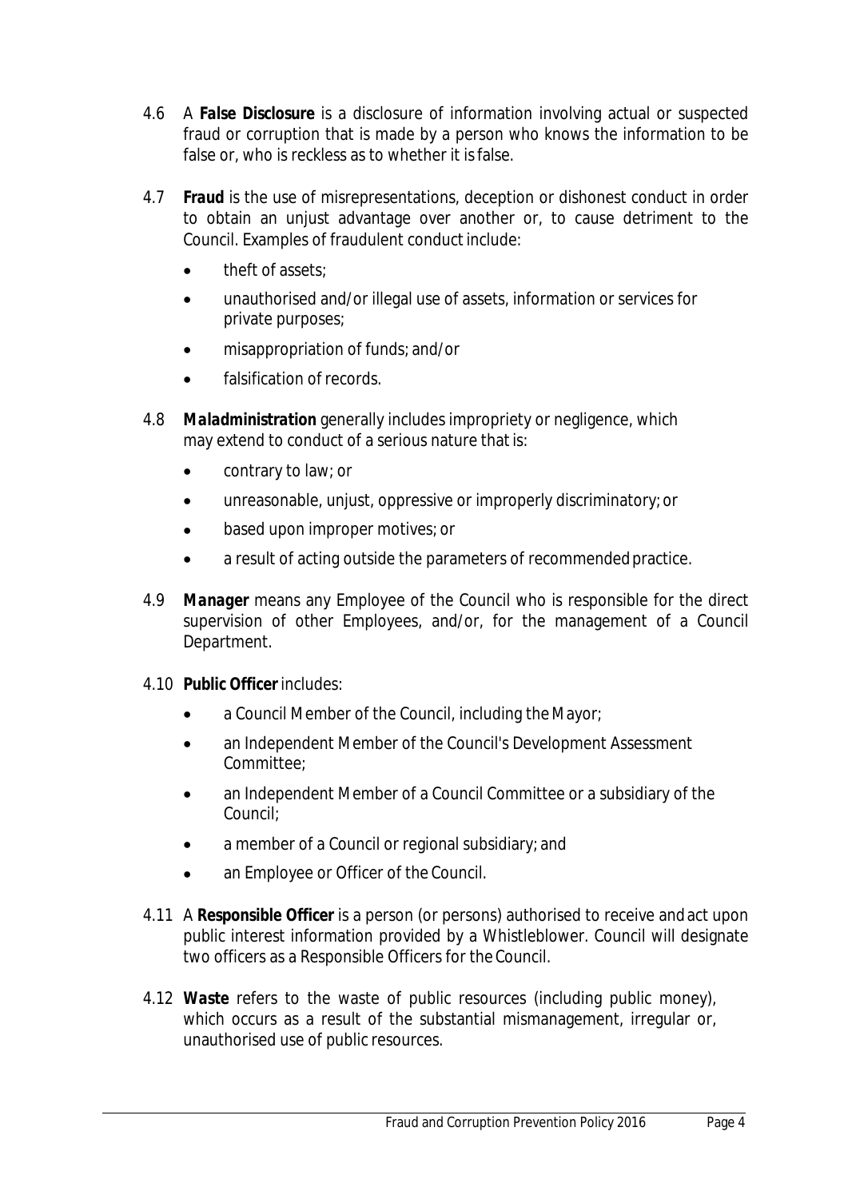4.6 A **False Disclosure** is a disclosure of information involving actual or suspected fraud or corruption that is made by a person who knows the information to be false or, who is reckless as to whether it is false.

4.7 **Fraud** is the use of misrepresentations, deception or dishonest conduct in order to obtain an unjust advantage over another or, to cause detriment to the Council. Examples of fraudulent conduct include:

- theft of assets;
- unauthorised and/or illegal use of assets, information or services for private purposes;
- misappropriation of funds; and/or
- falsification of records.

4.8 **Maladministration** generally includes impropriety or negligence, which may extend to conduct of a serious nature that is:

- contrary to law; or
- unreasonable, unjust, oppressive or improperly discriminatory; or
- based upon improper motives; or
- a result of acting outside the parameters of recommended practice.

4.9 **Manager** means any Employee of the Council who is responsible for the direct supervision of other Employees, and/or, for the management of a Council Department.

4.10 **Public Officer** includes:

- a Council Member of the Council, including the Mayor;
- an Independent Member of the Council's Development Assessment Committee;
- an Independent Member of a Council Committee or a subsidiary of the Council;
- a member of a Council or regional subsidiary; and
- an Employee or Officer of the Council.

4.11 A **Responsible Officer** is a person (or persons) authorised to receive and act upon public interest information provided by a Whistleblower. Council will designate two officers as a Responsible Officers for the Council.

4.12 **Waste** refers to the waste of public resources (including public money), which occurs as a result of the substantial mismanagement, irregular or, unauthorised use of public resources.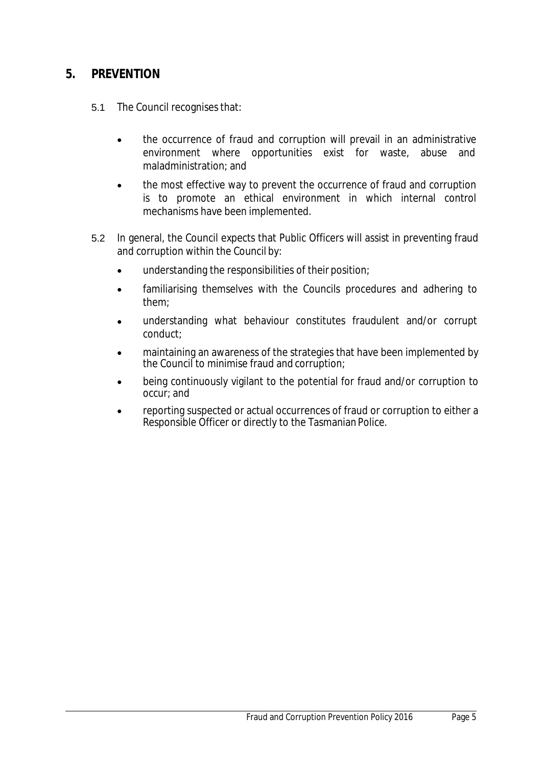## 5. PREVENTION

5.1 The Council recognises that:

- the occurrence of fraud and corruption will prevail in an administrative environment where opportunities exist for waste, abuse and maladministration; and
- the most effective way to prevent the occurrence of fraud and corruption is to promote an ethical environment in which internal control mechanisms have been implemented.

5.2 In general, the Council expects that Public Officers will assist in preventing fraud and corruption within the Council by:

- understanding the responsibilities of their position;
- familiarising themselves with the Councils procedures and adhering to them;
- understanding what behaviour constitutes fraudulent and/or corrupt conduct;
- maintaining an awareness of the strategies that have been implemented by the Council to minimise fraud and corruption;
- being continuously vigilant to the potential for fraud and/or corruption to occur; and
- reporting suspected or actual occurrences of fraud or corruption to either a Responsible Officer or directly to the Tasmanian Police.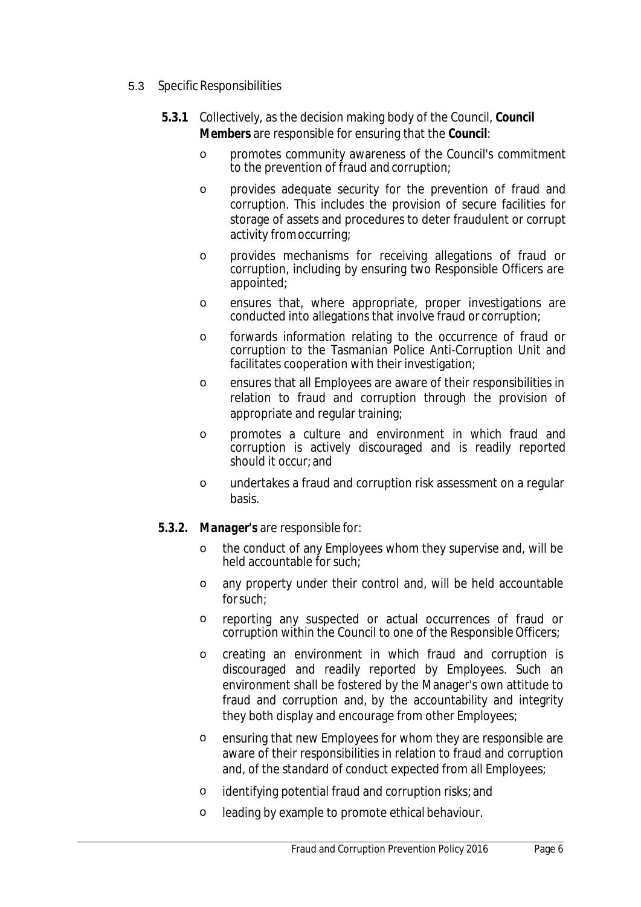## 5.3 Specific Responsibilities

**5.3.1** Collectively, as the decision making body of the Council, **Council Members** are responsible for ensuring that the **Council**:

- promotes community awareness of the Council's commitment to the prevention of fraud and corruption;
- provides adequate security for the prevention of fraud and corruption. This includes the provision of secure facilities for storage of assets and procedures to deter fraudulent or corrupt activity from occurring;
- provides mechanisms for receiving allegations of fraud or corruption, including by ensuring two Responsible Officers are appointed;
- ensures that, where appropriate, proper investigations are conducted into allegations that involve fraud or corruption;
- forwards information relating to the occurrence of fraud or corruption to the Tasmanian Police Anti-Corruption Unit and facilitates cooperation with their investigation;
- ensures that all Employees are aware of their responsibilities in relation to fraud and corruption through the provision of appropriate and regular training;
- promotes a culture and environment in which fraud and corruption is actively discouraged and is readily reported should it occur; and
- undertakes a fraud and corruption risk assessment on a regular basis.

**5.3.2. Manager's** are responsible for:

- the conduct of any Employees whom they supervise and, will be held accountable for such;
- any property under their control and, will be held accountable for such;
- reporting any suspected or actual occurrences of fraud or corruption within the Council to one of the Responsible Officers;
- creating an environment in which fraud and corruption is discouraged and readily reported by Employees. Such an environment shall be fostered by the Manager's own attitude to fraud and corruption and, by the accountability and integrity they both display and encourage from other Employees;
- ensuring that new Employees for whom they are responsible are aware of their responsibilities in relation to fraud and corruption and, of the standard of conduct expected from all Employees;
- identifying potential fraud and corruption risks; and
- leading by example to promote ethical behaviour.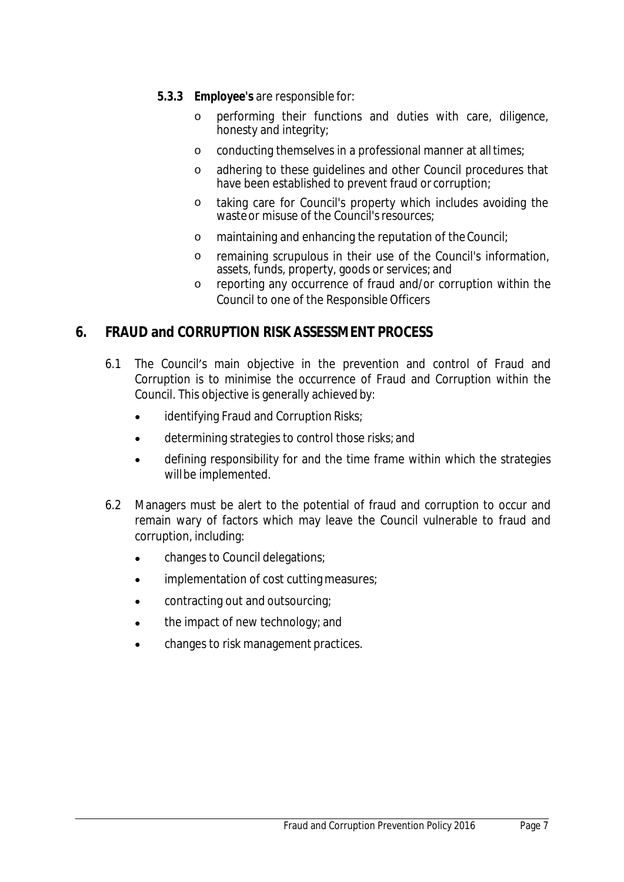**5.3.3 Employee's** are responsible for:

- performing their functions and duties with care, diligence, honesty and integrity;
- conducting themselves in a professional manner at all times;
- adhering to these guidelines and other Council procedures that have been established to prevent fraud or corruption;
- taking care for Council's property which includes avoiding the waste or misuse of the Council's resources;
- maintaining and enhancing the reputation of the Council;
- remaining scrupulous in their use of the Council's information, assets, funds, property, goods or services; and
- reporting any occurrence of fraud and/or corruption within the Council to one of the Responsible Officers

## 6. FRAUD and CORRUPTION RISK ASSESSMENT PROCESS

6.1 The Council's main objective in the prevention and control of Fraud and Corruption is to minimise the occurrence of Fraud and Corruption within the Council. This objective is generally achieved by:

- identifying Fraud and Corruption Risks;
- determining strategies to control those risks; and
- defining responsibility for and the time frame within which the strategies will be implemented.

6.2 Managers must be alert to the potential of fraud and corruption to occur and remain wary of factors which may leave the Council vulnerable to fraud and corruption, including:

- changes to Council delegations;
- implementation of cost cutting measures;
- contracting out and outsourcing;
- the impact of new technology; and
- changes to risk management practices.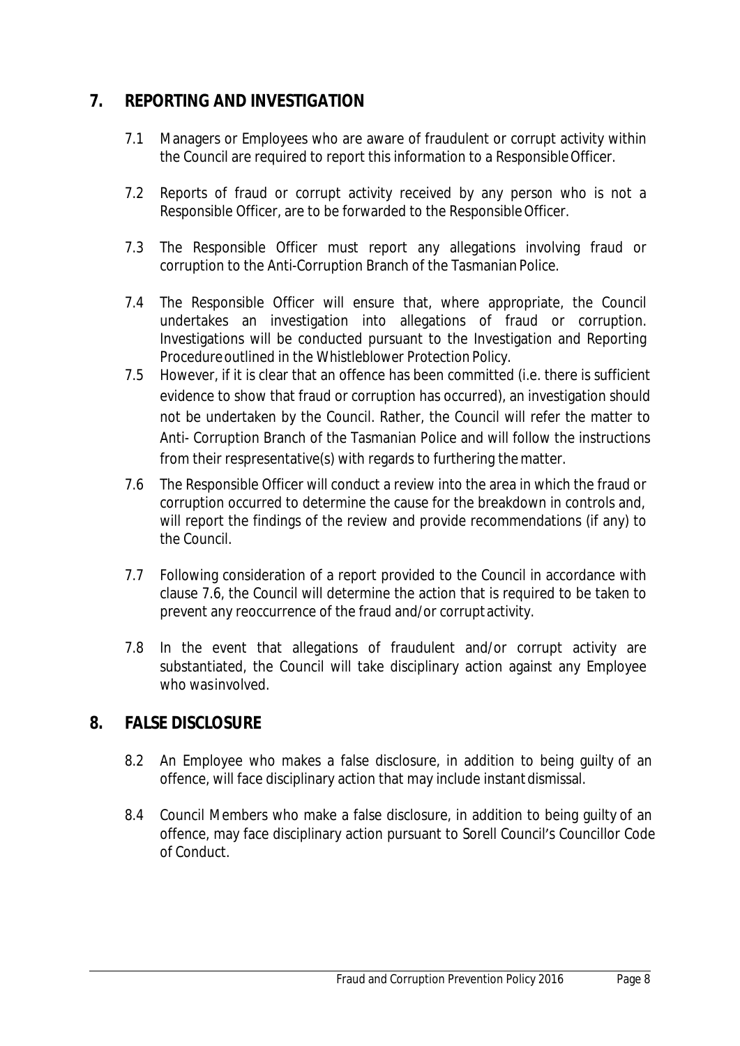## 7. REPORTING AND INVESTIGATION

7.1 Managers or Employees who are aware of fraudulent or corrupt activity within the Council are required to report this information to a Responsible Officer.

7.2 Reports of fraud or corrupt activity received by any person who is not a Responsible Officer, are to be forwarded to the Responsible Officer.

7.3 The Responsible Officer must report any allegations involving fraud or corruption to the Anti-Corruption Branch of the Tasmanian Police.

7.4 The Responsible Officer will ensure that, where appropriate, the Council undertakes an investigation into allegations of fraud or corruption. Investigations will be conducted pursuant to the Investigation and Reporting Procedure outlined in the Whistleblower Protection Policy.

7.5 However, if it is clear that an offence has been committed (i.e. there is sufficient evidence to show that fraud or corruption has occurred), an investigation should not be undertaken by the Council. Rather, the Council will refer the matter to Anti- Corruption Branch of the Tasmanian Police and will follow the instructions from their respresentative(s) with regards to furthering the matter.

7.6 The Responsible Officer will conduct a review into the area in which the fraud or corruption occurred to determine the cause for the breakdown in controls and, will report the findings of the review and provide recommendations (if any) to the Council.

7.7 Following consideration of a report provided to the Council in accordance with clause 7.6, the Council will determine the action that is required to be taken to prevent any reoccurrence of the fraud and/or corrupt activity.

7.8 In the event that allegations of fraudulent and/or corrupt activity are substantiated, the Council will take disciplinary action against any Employee who was involved.

## 8. FALSE DISCLOSURE

8.2 An Employee who makes a false disclosure, in addition to being guilty of an offence, will face disciplinary action that may include instant dismissal.

8.4 Council Members who make a false disclosure, in addition to being guilty of an offence, may face disciplinary action pursuant to Sorell Council's Councillor Code of Conduct.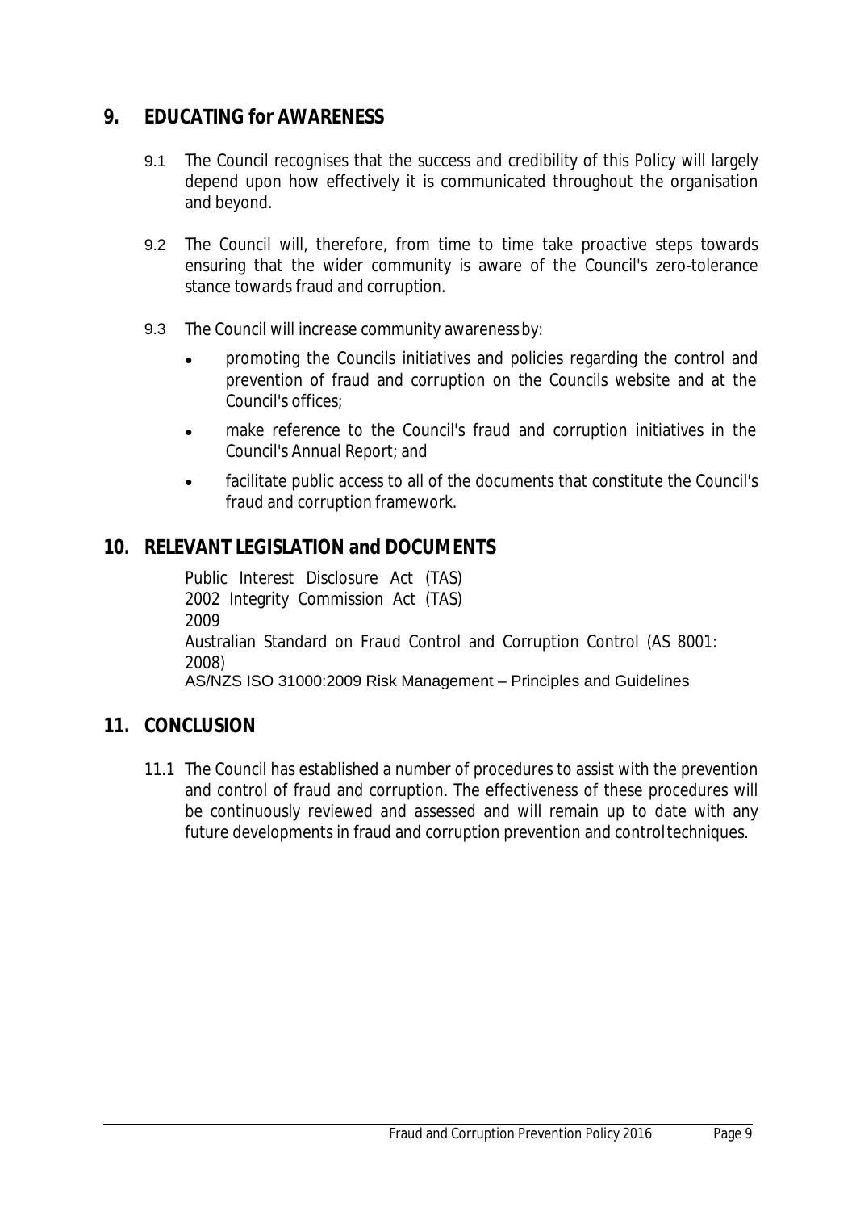## 9. EDUCATING for AWARENESS

9.1 The Council recognises that the success and credibility of this Policy will largely depend upon how effectively it is communicated throughout the organisation and beyond.

9.2 The Council will, therefore, from time to time take proactive steps towards ensuring that the wider community is aware of the Council's zero-tolerance stance towards fraud and corruption.

9.3 The Council will increase community awareness by:

- promoting the Councils initiatives and policies regarding the control and prevention of fraud and corruption on the Councils website and at the Council's offices;
- make reference to the Council's fraud and corruption initiatives in the Council's Annual Report; and
- facilitate public access to all of the documents that constitute the Council's fraud and corruption framework.

## 10. RELEVANT LEGISLATION and DOCUMENTS

Public Interest Disclosure Act (TAS)
2002 Integrity Commission Act (TAS)
2009
Australian Standard on Fraud Control and Corruption Control (AS 8001: 2008)
AS/NZS ISO 31000:2009 Risk Management – Principles and Guidelines

## 11. CONCLUSION

11.1 The Council has established a number of procedures to assist with the prevention and control of fraud and corruption. The effectiveness of these procedures will be continuously reviewed and assessed and will remain up to date with any future developments in fraud and corruption prevention and control techniques.